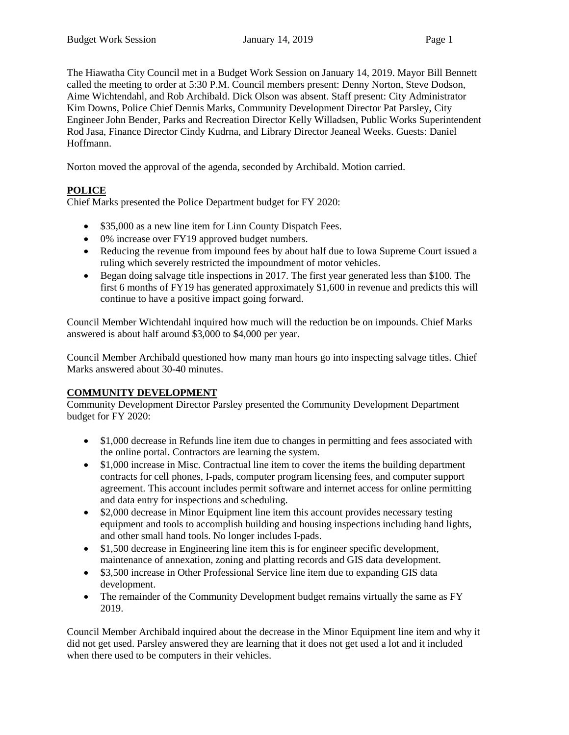The Hiawatha City Council met in a Budget Work Session on January 14, 2019. Mayor Bill Bennett called the meeting to order at 5:30 P.M. Council members present: Denny Norton, Steve Dodson, Aime Wichtendahl, and Rob Archibald. Dick Olson was absent. Staff present: City Administrator Kim Downs, Police Chief Dennis Marks, Community Development Director Pat Parsley, City Engineer John Bender, Parks and Recreation Director Kelly Willadsen, Public Works Superintendent Rod Jasa, Finance Director Cindy Kudrna, and Library Director Jeaneal Weeks. Guests: Daniel Hoffmann.

Norton moved the approval of the agenda, seconded by Archibald. Motion carried.

## POLICE

Chief Marks presented the Police Department budget for FY 2020:

- $35,000 as a new line item for Linn County Dispatch Fees.
- 0% increase over FY19 approved budget numbers.
- Reducing the revenue from impound fees by about half due to Iowa Supreme Court issued a ruling which severely restricted the impoundment of motor vehicles.
- Began doing salvage title inspections in 2017. The first year generated less than $100. The first 6 months of FY19 has generated approximately $1,600 in revenue and predicts this will continue to have a positive impact going forward.

Council Member Wichtendahl inquired how much will the reduction be on impounds. Chief Marks answered is about half around $3,000 to $4,000 per year.

Council Member Archibald questioned how many man hours go into inspecting salvage titles. Chief Marks answered about 30-40 minutes.

## COMMUNITY DEVELOPMENT

Community Development Director Parsley presented the Community Development Department budget for FY 2020:

- $1,000 decrease in Refunds line item due to changes in permitting and fees associated with the online portal. Contractors are learning the system.
- $1,000 increase in Misc. Contractual line item to cover the items the building department contracts for cell phones, I-pads, computer program licensing fees, and computer support agreement. This account includes permit software and internet access for online permitting and data entry for inspections and scheduling.
- $2,000 decrease in Minor Equipment line item this account provides necessary testing equipment and tools to accomplish building and housing inspections including hand lights, and other small hand tools. No longer includes I-pads.
- $1,500 decrease in Engineering line item this is for engineer specific development, maintenance of annexation, zoning and platting records and GIS data development.
- $3,500 increase in Other Professional Service line item due to expanding GIS data development.
- The remainder of the Community Development budget remains virtually the same as FY 2019.

Council Member Archibald inquired about the decrease in the Minor Equipment line item and why it did not get used. Parsley answered they are learning that it does not get used a lot and it included when there used to be computers in their vehicles.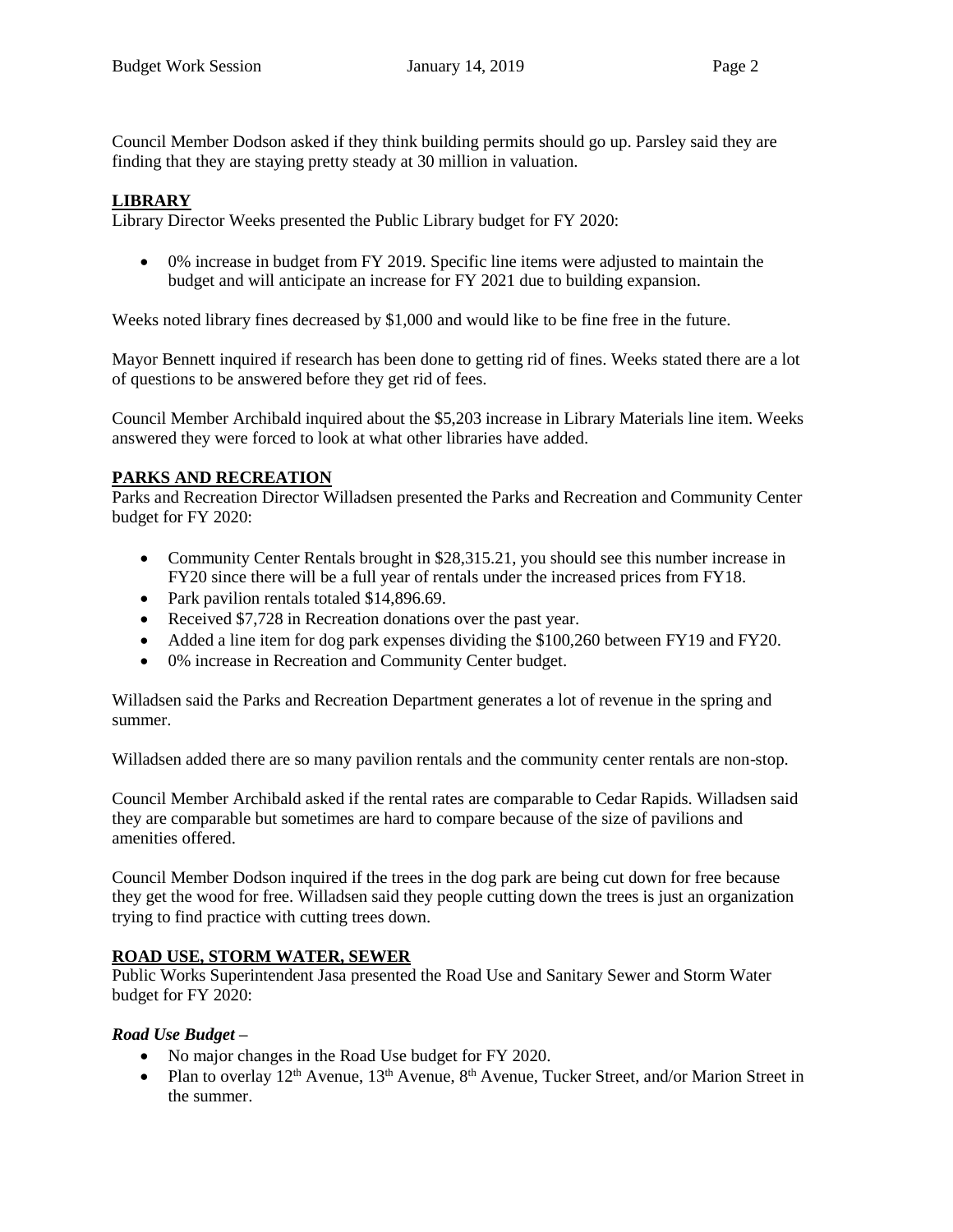Council Member Dodson asked if they think building permits should go up. Parsley said they are finding that they are staying pretty steady at 30 million in valuation.

## LIBRARY

Library Director Weeks presented the Public Library budget for FY 2020:

- 0% increase in budget from FY 2019. Specific line items were adjusted to maintain the budget and will anticipate an increase for FY 2021 due to building expansion.

Weeks noted library fines decreased by $1,000 and would like to be fine free in the future.

Mayor Bennett inquired if research has been done to getting rid of fines. Weeks stated there are a lot of questions to be answered before they get rid of fees.

Council Member Archibald inquired about the $5,203 increase in Library Materials line item. Weeks answered they were forced to look at what other libraries have added.

## PARKS AND RECREATION

Parks and Recreation Director Willadsen presented the Parks and Recreation and Community Center budget for FY 2020:

- Community Center Rentals brought in $28,315.21, you should see this number increase in FY20 since there will be a full year of rentals under the increased prices from FY18.
- Park pavilion rentals totaled $14,896.69.
- Received $7,728 in Recreation donations over the past year.
- Added a line item for dog park expenses dividing the $100,260 between FY19 and FY20.
- 0% increase in Recreation and Community Center budget.

Willadsen said the Parks and Recreation Department generates a lot of revenue in the spring and summer.

Willadsen added there are so many pavilion rentals and the community center rentals are non-stop.

Council Member Archibald asked if the rental rates are comparable to Cedar Rapids. Willadsen said they are comparable but sometimes are hard to compare because of the size of pavilions and amenities offered.

Council Member Dodson inquired if the trees in the dog park are being cut down for free because they get the wood for free. Willadsen said they people cutting down the trees is just an organization trying to find practice with cutting trees down.

## ROAD USE, STORM WATER, SEWER

Public Works Superintendent Jasa presented the Road Use and Sanitary Sewer and Storm Water budget for FY 2020:

### *Road Use Budget –*

- No major changes in the Road Use budget for FY 2020.
- Plan to overlay 12th Avenue, 13th Avenue, 8th Avenue, Tucker Street, and/or Marion Street in the summer.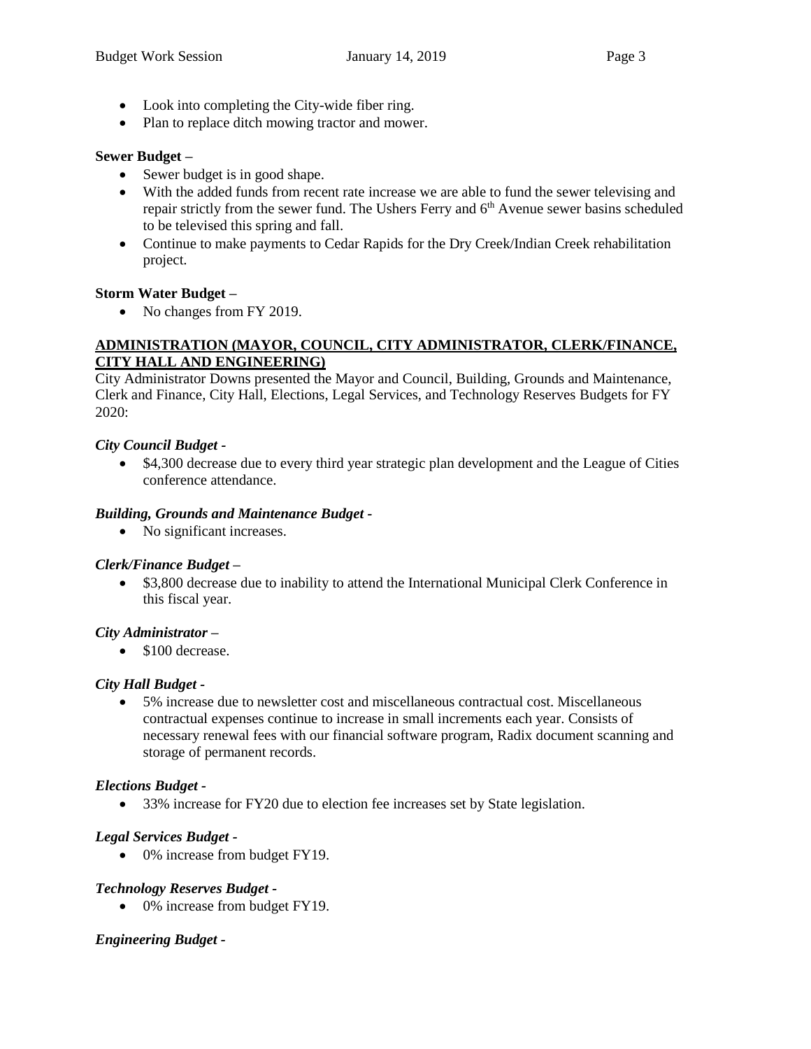- Look into completing the City-wide fiber ring.
- Plan to replace ditch mowing tractor and mower.

**Sewer Budget –**

- Sewer budget is in good shape.
- With the added funds from recent rate increase we are able to fund the sewer televising and repair strictly from the sewer fund. The Ushers Ferry and 6th Avenue sewer basins scheduled to be televised this spring and fall.
- Continue to make payments to Cedar Rapids for the Dry Creek/Indian Creek rehabilitation project.

**Storm Water Budget –**

- No changes from FY 2019.

**ADMINISTRATION (MAYOR, COUNCIL, CITY ADMINISTRATOR, CLERK/FINANCE, CITY HALL AND ENGINEERING)**

City Administrator Downs presented the Mayor and Council, Building, Grounds and Maintenance, Clerk and Finance, City Hall, Elections, Legal Services, and Technology Reserves Budgets for FY 2020:

***City Council Budget -***

- $4,300 decrease due to every third year strategic plan development and the League of Cities conference attendance.

***Building, Grounds and Maintenance Budget -***

- No significant increases.

***Clerk/Finance Budget –***

- $3,800 decrease due to inability to attend the International Municipal Clerk Conference in this fiscal year.

***City Administrator –***

- $100 decrease.

***City Hall Budget -***

- 5% increase due to newsletter cost and miscellaneous contractual cost. Miscellaneous contractual expenses continue to increase in small increments each year. Consists of necessary renewal fees with our financial software program, Radix document scanning and storage of permanent records.

***Elections Budget -***

- 33% increase for FY20 due to election fee increases set by State legislation.

***Legal Services Budget -***

- 0% increase from budget FY19.

***Technology Reserves Budget -***

- 0% increase from budget FY19.

***Engineering Budget -***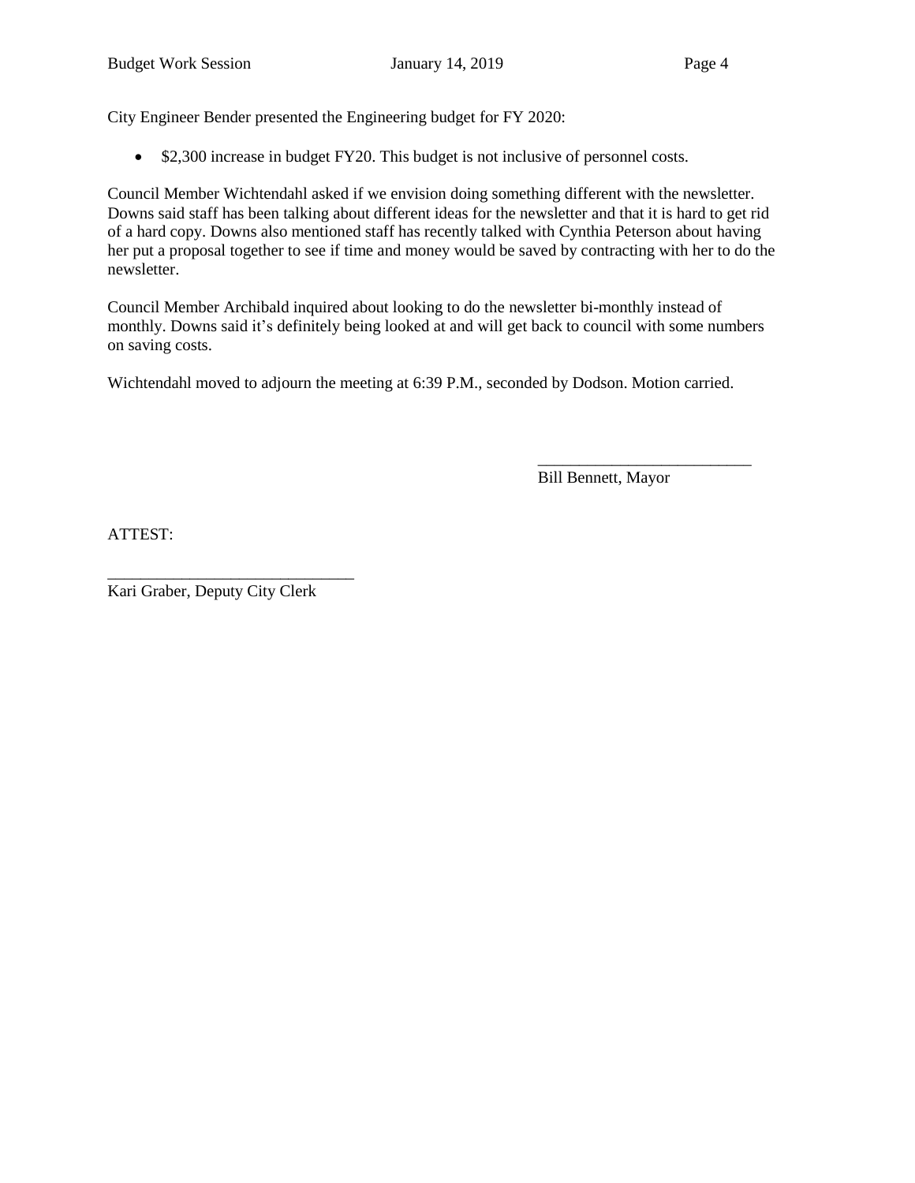City Engineer Bender presented the Engineering budget for FY 2020:

- $2,300 increase in budget FY20. This budget is not inclusive of personnel costs.

Council Member Wichtendahl asked if we envision doing something different with the newsletter. Downs said staff has been talking about different ideas for the newsletter and that it is hard to get rid of a hard copy. Downs also mentioned staff has recently talked with Cynthia Peterson about having her put a proposal together to see if time and money would be saved by contracting with her to do the newsletter.

Council Member Archibald inquired about looking to do the newsletter bi-monthly instead of monthly. Downs said it's definitely being looked at and will get back to council with some numbers on saving costs.

Wichtendahl moved to adjourn the meeting at 6:39 P.M., seconded by Dodson. Motion carried.

\_\_\_\_\_\_\_\_\_\_\_\_\_\_\_\_\_\_\_\_\_\_\_\_\_\_
Bill Bennett, Mayor

ATTEST:

\_\_\_\_\_\_\_\_\_\_\_\_\_\_\_\_\_\_\_\_\_\_\_\_\_\_\_\_\_\_
Kari Graber, Deputy City Clerk